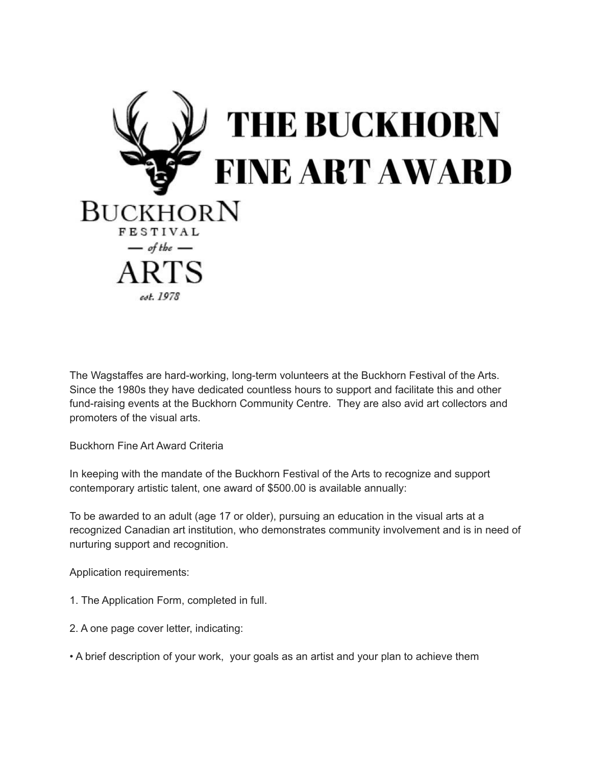# THE BUCKHORN FINE ART AWARD

BUCKHORN FESTIVAL — of the — ARTS est. 1978

The Wagstaffes are hard-working, long-term volunteers at the Buckhorn Festival of the Arts. Since the 1980s they have dedicated countless hours to support and facilitate this and other fund-raising events at the Buckhorn Community Centre. They are also avid art collectors and promoters of the visual arts.

Buckhorn Fine Art Award Criteria

In keeping with the mandate of the Buckhorn Festival of the Arts to recognize and support contemporary artistic talent, one award of $500.00 is available annually:

To be awarded to an adult (age 17 or older), pursuing an education in the visual arts at a recognized Canadian art institution, who demonstrates community involvement and is in need of nurturing support and recognition.

Application requirements:

1. The Application Form, completed in full.

2. A one page cover letter, indicating:

• A brief description of your work, your goals as an artist and your plan to achieve them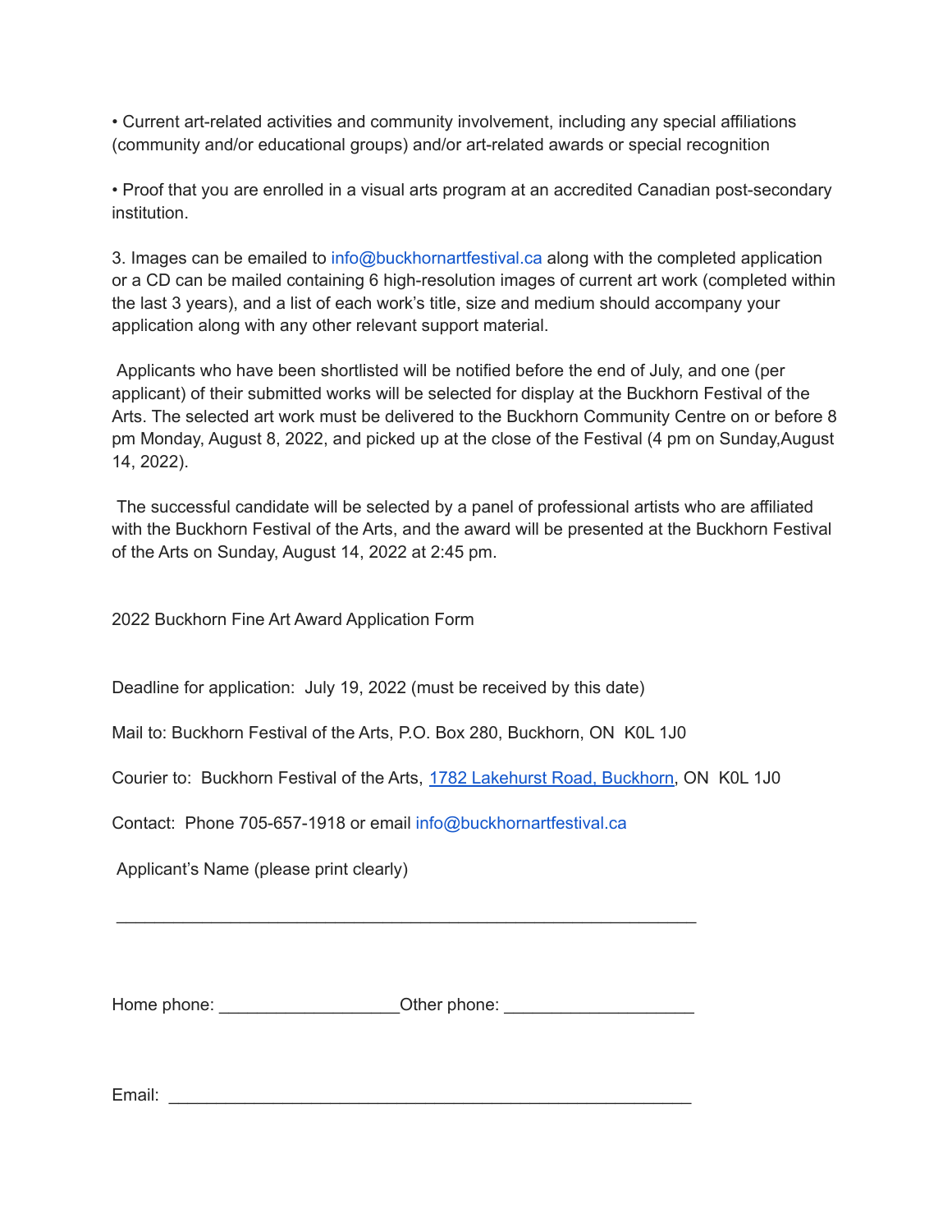- Current art-related activities and community involvement, including any special affiliations (community and/or educational groups) and/or art-related awards or special recognition

- Proof that you are enrolled in a visual arts program at an accredited Canadian post-secondary institution.

3. Images can be emailed to info@buckhornartfestival.ca along with the completed application or a CD can be mailed containing 6 high-resolution images of current art work (completed within the last 3 years), and a list of each work's title, size and medium should accompany your application along with any other relevant support material.

Applicants who have been shortlisted will be notified before the end of July, and one (per applicant) of their submitted works will be selected for display at the Buckhorn Festival of the Arts. The selected art work must be delivered to the Buckhorn Community Centre on or before 8 pm Monday, August 8, 2022, and picked up at the close of the Festival (4 pm on Sunday,August 14, 2022).

The successful candidate will be selected by a panel of professional artists who are affiliated with the Buckhorn Festival of the Arts, and the award will be presented at the Buckhorn Festival of the Arts on Sunday, August 14, 2022 at 2:45 pm.

2022 Buckhorn Fine Art Award Application Form

Deadline for application: July 19, 2022 (must be received by this date)

Mail to: Buckhorn Festival of the Arts, P.O. Box 280, Buckhorn, ON K0L 1J0

Courier to: Buckhorn Festival of the Arts, 1782 Lakehurst Road, Buckhorn, ON K0L 1J0

Contact: Phone 705-657-1918 or email info@buckhornartfestival.ca

Applicant's Name (please print clearly)

______________________________________________________________

Home phone: ___________________Other phone: ____________________

Email: ________________________________________________________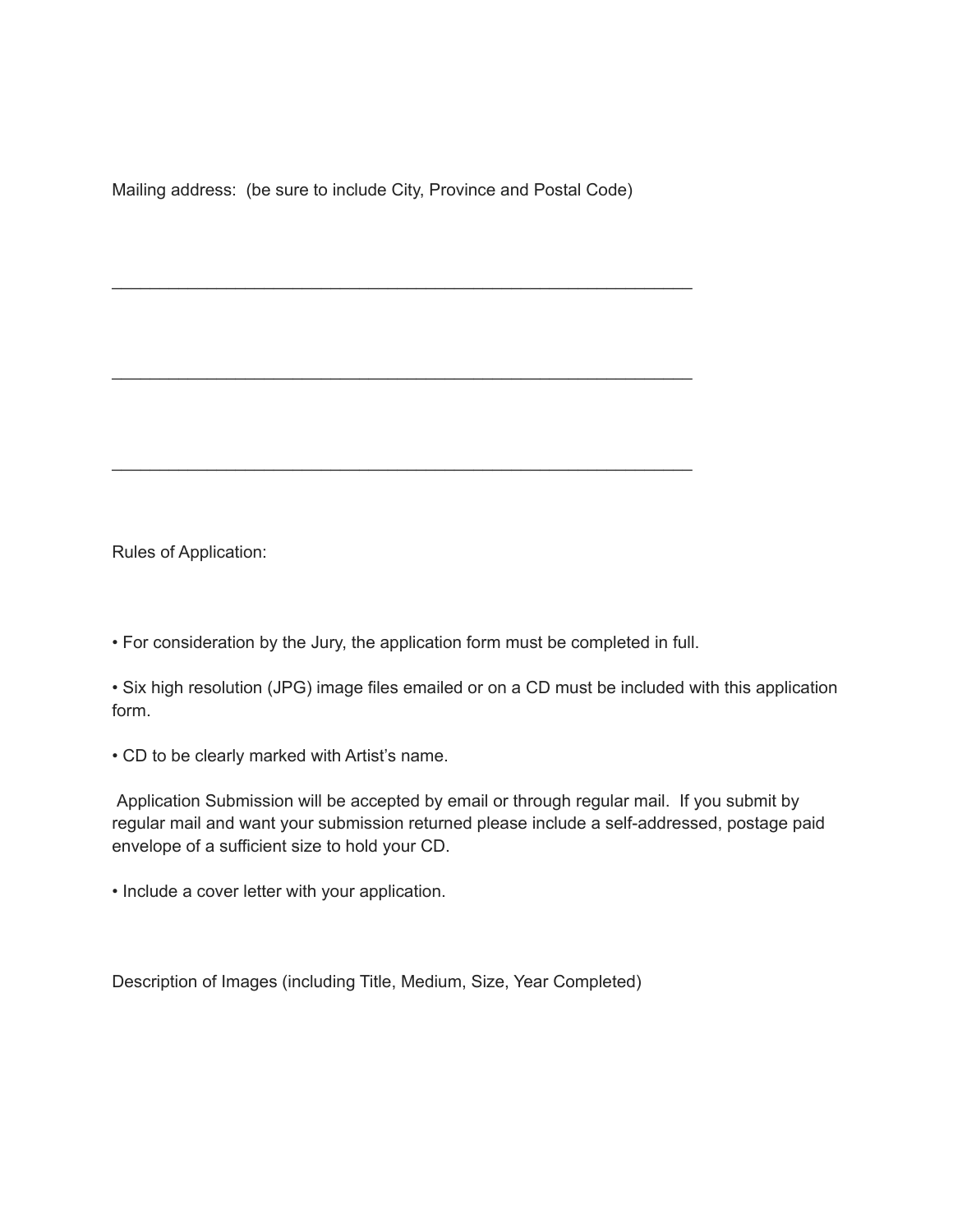Mailing address: (be sure to include City, Province and Postal Code)

_______________________________________________________________

_______________________________________________________________

_______________________________________________________________

Rules of Application:

- For consideration by the Jury, the application form must be completed in full.
- Six high resolution (JPG) image files emailed or on a CD must be included with this application form.
- CD to be clearly marked with Artist's name.

Application Submission will be accepted by email or through regular mail. If you submit by regular mail and want your submission returned please include a self-addressed, postage paid envelope of a sufficient size to hold your CD.

- Include a cover letter with your application.

Description of Images (including Title, Medium, Size, Year Completed)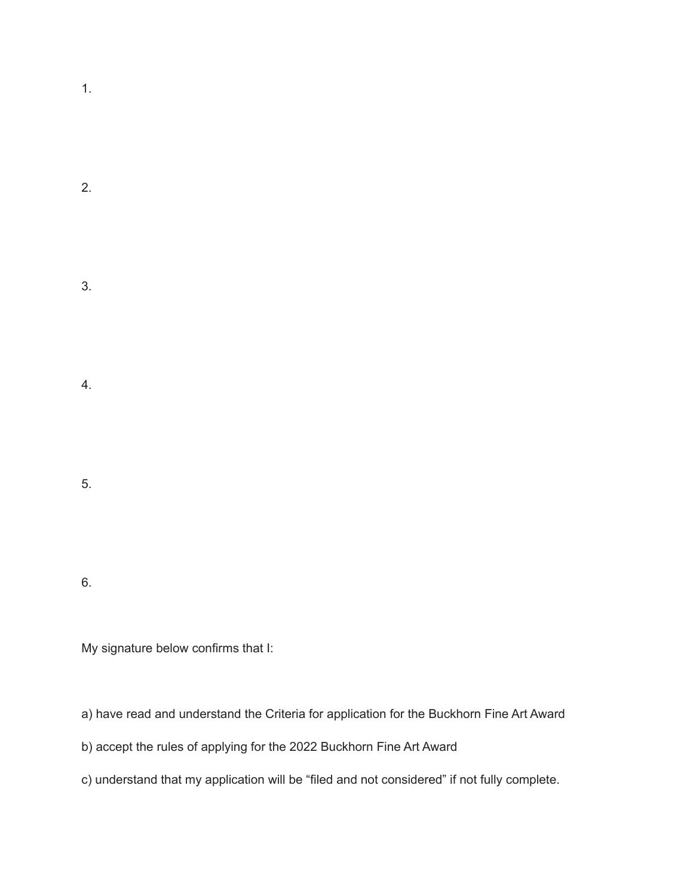1.

2.

3.

4.

5.

6.

My signature below confirms that I:

a) have read and understand the Criteria for application for the Buckhorn Fine Art Award

b) accept the rules of applying for the 2022 Buckhorn Fine Art Award

c) understand that my application will be "filed and not considered" if not fully complete.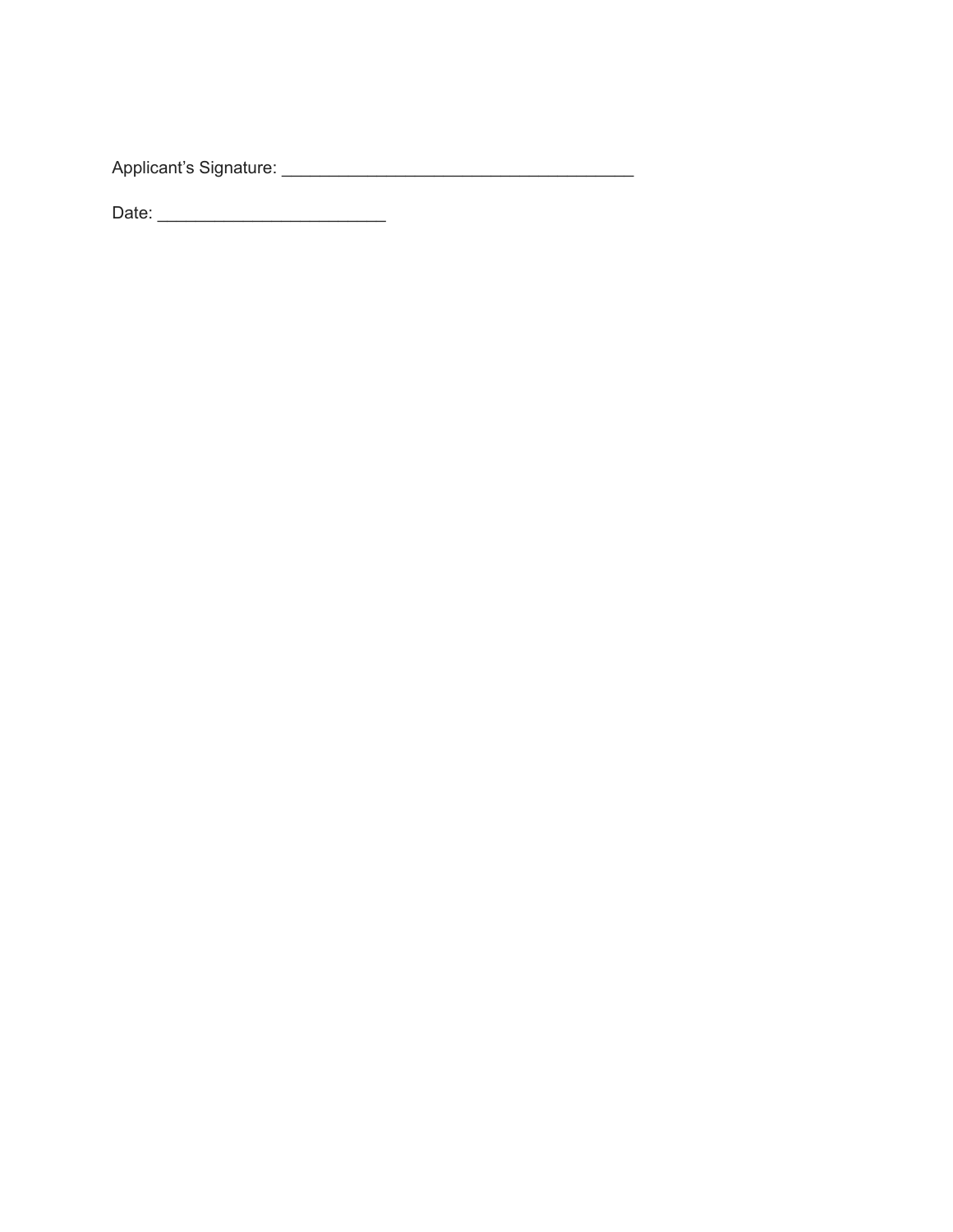Applicant's Signature: ____________________________________

Date: _______________________